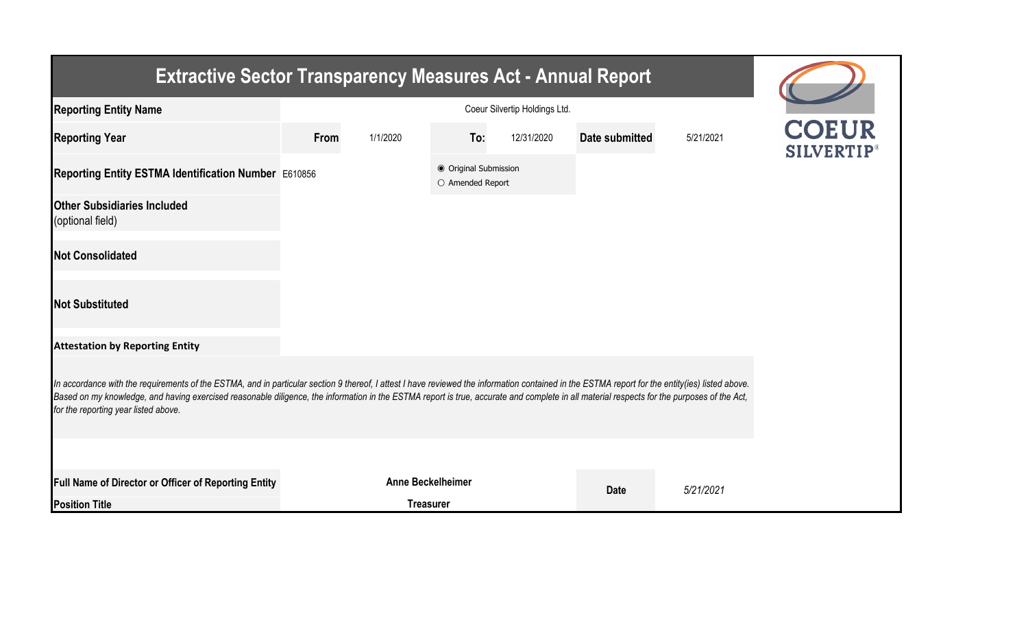# Extractive Sector Transparency Measures Act - Annual Report

| | | | | | | |
|---|---|---|---|---|---|---|
| **Reporting Entity Name** | Coeur Silvertip Holdings Ltd. | | | | | |
| **Reporting Year** | **From** | 1/1/2020 | **To:** | 12/31/2020 | **Date submitted** | 5/21/2021 |
| **Reporting Entity ESTMA Identification Number** | E610856 | | ◉ Original Submission<br>○ Amended Report | | | |
| **Other Subsidiaries Included** (optional field) | | | | | | |
| **Not Consolidated** | | | | | | |
| **Not Substituted** | | | | | | |

**Attestation by Reporting Entity**

*In accordance with the requirements of the ESTMA, and in particular section 9 thereof, I attest I have reviewed the information contained in the ESTMA report for the entity(ies) listed above. Based on my knowledge, and having exercised reasonable diligence, the information in the ESTMA report is true, accurate and complete in all material respects for the purposes of the Act, for the reporting year listed above.*

| | | | |
|---|---|---|---|
| **Full Name of Director or Officer of Reporting Entity** | **Anne Beckelheimer** | **Date** | *5/21/2021* |
| **Position Title** | **Treasurer** | | |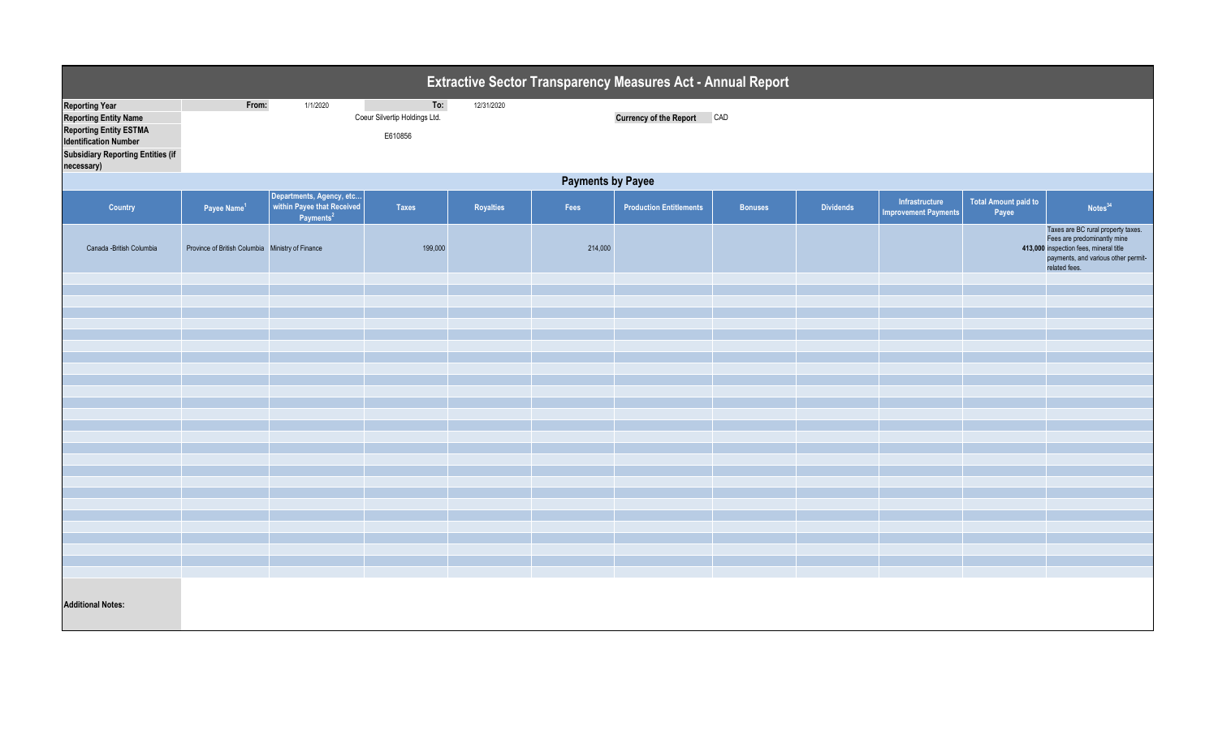# Extractive Sector Transparency Measures Act - Annual Report

| | | | | |
|---|---|---|---|---|
| **Reporting Year** | From: | 1/1/2020 | To: | 12/31/2020 |
| **Reporting Entity Name** | Coeur Silvertip Holdings Ltd. | | **Currency of the Report** | CAD |
| **Reporting Entity ESTMA Identification Number** | E610856 | | | |
| **Subsidiary Reporting Entities (if necessary)** | | | | |

## Payments by Payee

| Country | Payee Name[1] | Departments, Agency, etc... within Payee that Received Payments[2] | Taxes | Royalties | Fees | Production Entitlements | Bonuses | Dividends | Infrastructure Improvement Payments | Total Amount paid to Payee | Notes[34] |
|---|---|---|---|---|---|---|---|---|---|---|---|
| Canada -British Columbia | Province of British Columbia | Ministry of Finance | 199,000 | | 214,000 | | | | | 413,000 | Taxes are BC rural property taxes. Fees are predominantly mine inspection fees, mineral title payments, and various other permit-related fees. |

**Additional Notes:**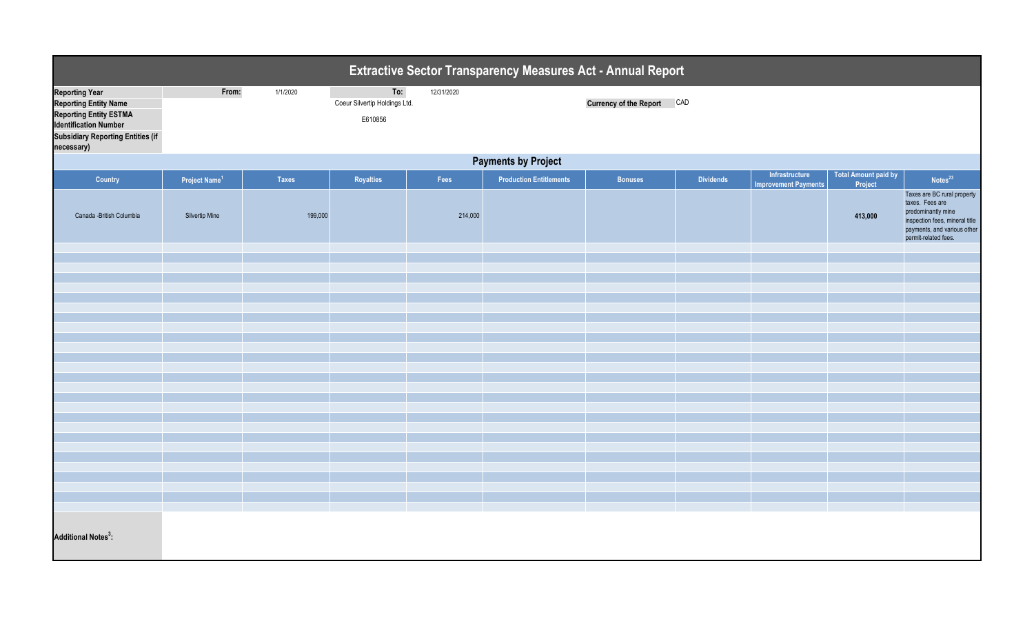# Extractive Sector Transparency Measures Act - Annual Report

| | | | | |
|---|---|---|---|---|
| **Reporting Year** | **From:** | 1/1/2020 | **To:** | 12/31/2020 |
| **Reporting Entity Name** | | Coeur Silvertip Holdings Ltd. | | |
| **Reporting Entity ESTMA Identification Number** | | E610856 | | |
| **Subsidiary Reporting Entities (if necessary)** | | | | |

**Currency of the Report** CAD

## Payments by Project

| Country | Project Name[1] | Taxes | Royalties | Fees | Production Entitlements | Bonuses | Dividends | Infrastructure Improvement Payments | Total Amount paid by Project | Notes[23] |
|---|---|---|---|---|---|---|---|---|---|---|
| Canada -British Columbia | Silvertip Mine | 199,000 | | 214,000 | | | | | **413,000** | Taxes are BC rural property taxes. Fees are predominantly mine inspection fees, mineral title payments, and various other permit-related fees. |

**Additional Notes[3]:**